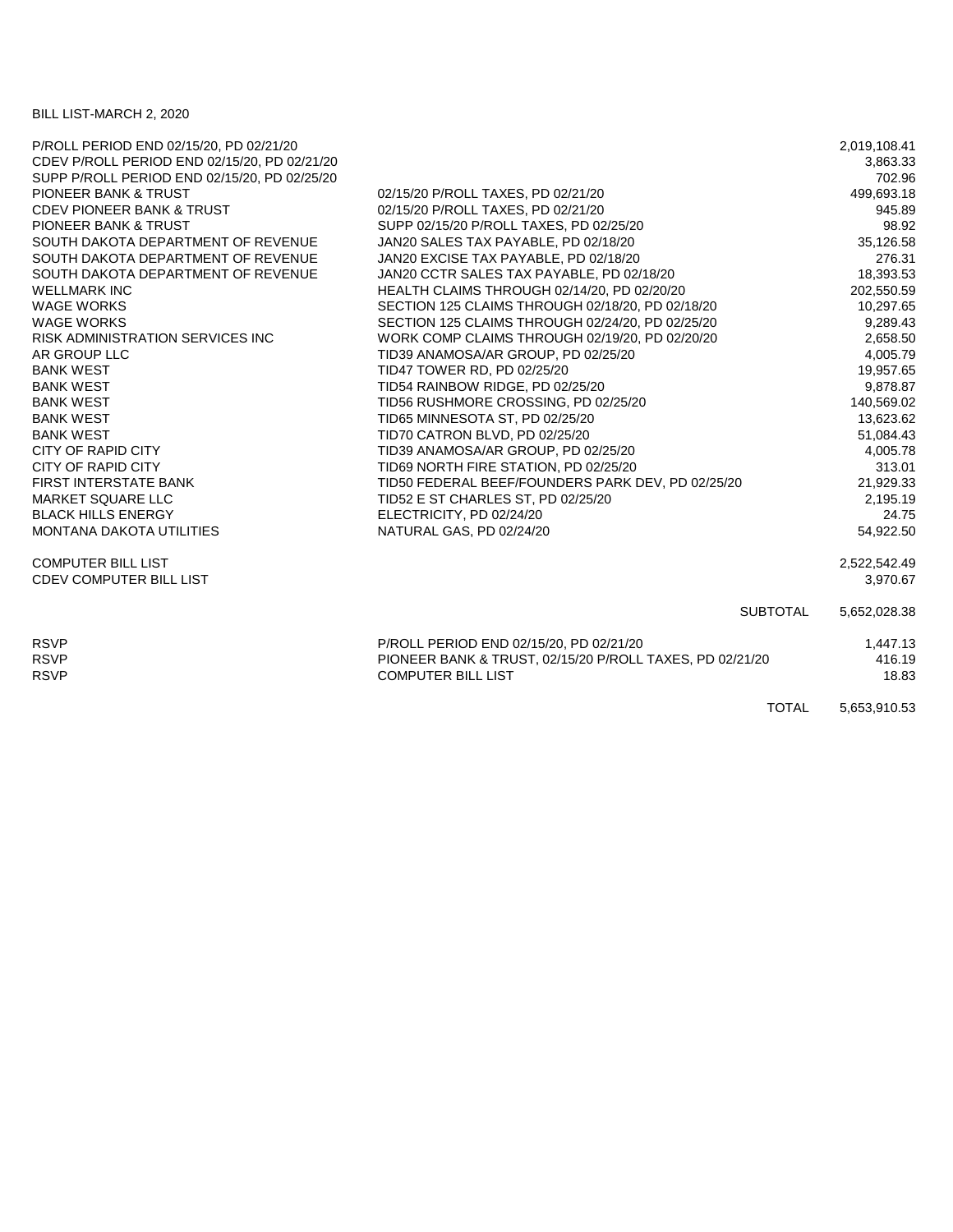BILL LIST-MARCH 2, 2020

| | | |
|---|---|---|
| P/ROLL PERIOD END 02/15/20, PD 02/21/20 | | 2,019,108.41 |
| CDEV P/ROLL PERIOD END 02/15/20, PD 02/21/20 | | 3,863.33 |
| SUPP P/ROLL PERIOD END 02/15/20, PD 02/25/20 | | 702.96 |
| PIONEER BANK & TRUST | 02/15/20 P/ROLL TAXES, PD 02/21/20 | 499,693.18 |
| CDEV PIONEER BANK & TRUST | 02/15/20 P/ROLL TAXES, PD 02/21/20 | 945.89 |
| PIONEER BANK & TRUST | SUPP 02/15/20 P/ROLL TAXES, PD 02/25/20 | 98.92 |
| SOUTH DAKOTA DEPARTMENT OF REVENUE | JAN20 SALES TAX PAYABLE, PD 02/18/20 | 35,126.58 |
| SOUTH DAKOTA DEPARTMENT OF REVENUE | JAN20 EXCISE TAX PAYABLE, PD 02/18/20 | 276.31 |
| SOUTH DAKOTA DEPARTMENT OF REVENUE | JAN20 CCTR SALES TAX PAYABLE, PD 02/18/20 | 18,393.53 |
| WELLMARK INC | HEALTH CLAIMS THROUGH 02/14/20, PD 02/20/20 | 202,550.59 |
| WAGE WORKS | SECTION 125 CLAIMS THROUGH 02/18/20, PD 02/18/20 | 10,297.65 |
| WAGE WORKS | SECTION 125 CLAIMS THROUGH 02/24/20, PD 02/25/20 | 9,289.43 |
| RISK ADMINISTRATION SERVICES INC | WORK COMP CLAIMS THROUGH 02/19/20, PD 02/20/20 | 2,658.50 |
| AR GROUP LLC | TID39 ANAMOSA/AR GROUP, PD 02/25/20 | 4,005.79 |
| BANK WEST | TID47 TOWER RD, PD 02/25/20 | 19,957.65 |
| BANK WEST | TID54 RAINBOW RIDGE, PD 02/25/20 | 9,878.87 |
| BANK WEST | TID56 RUSHMORE CROSSING, PD 02/25/20 | 140,569.02 |
| BANK WEST | TID65 MINNESOTA ST, PD 02/25/20 | 13,623.62 |
| BANK WEST | TID70 CATRON BLVD, PD 02/25/20 | 51,084.43 |
| CITY OF RAPID CITY | TID39 ANAMOSA/AR GROUP, PD 02/25/20 | 4,005.78 |
| CITY OF RAPID CITY | TID69 NORTH FIRE STATION, PD 02/25/20 | 313.01 |
| FIRST INTERSTATE BANK | TID50 FEDERAL BEEF/FOUNDERS PARK DEV, PD 02/25/20 | 21,929.33 |
| MARKET SQUARE LLC | TID52 E ST CHARLES ST, PD 02/25/20 | 2,195.19 |
| BLACK HILLS ENERGY | ELECTRICITY, PD 02/24/20 | 24.75 |
| MONTANA DAKOTA UTILITIES | NATURAL GAS, PD 02/24/20 | 54,922.50 |
| COMPUTER BILL LIST | | 2,522,542.49 |
| CDEV COMPUTER BILL LIST | | 3,970.67 |
| | SUBTOTAL | 5,652,028.38 |
| RSVP | P/ROLL PERIOD END 02/15/20, PD 02/21/20 | 1,447.13 |
| RSVP | PIONEER BANK & TRUST, 02/15/20 P/ROLL TAXES, PD 02/21/20 | 416.19 |
| RSVP | COMPUTER BILL LIST | 18.83 |
| | TOTAL | 5,653,910.53 |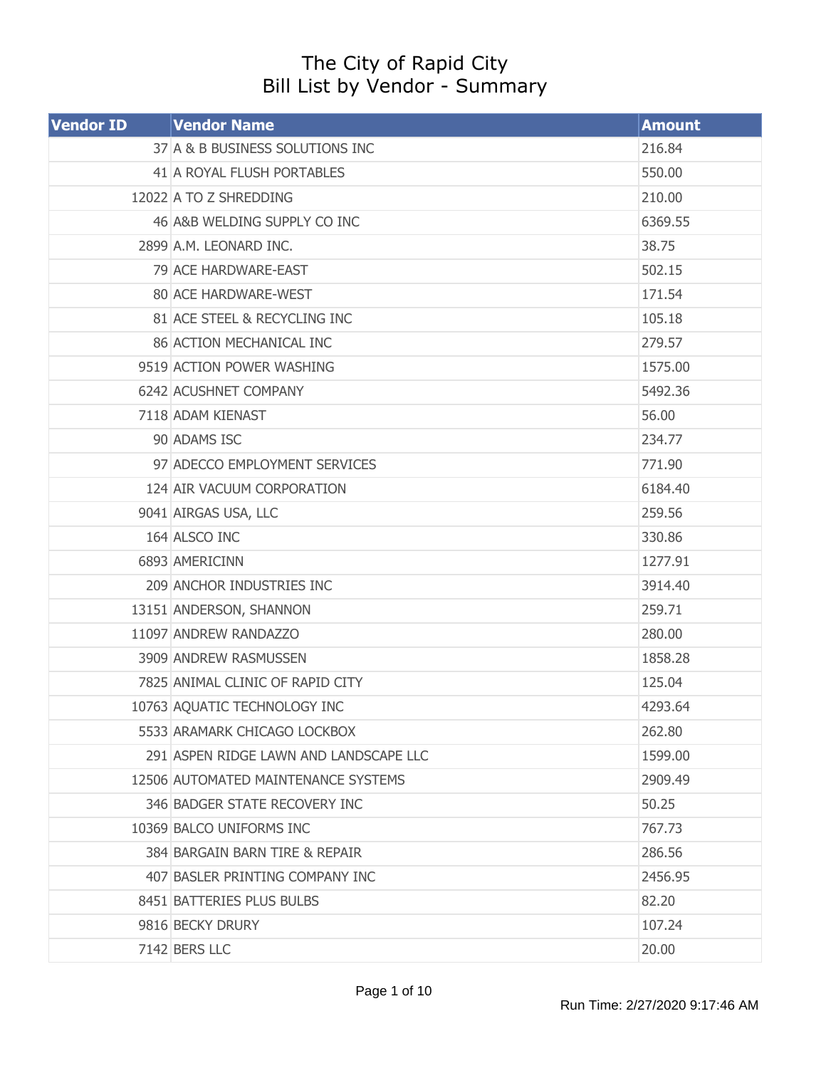# The City of Rapid City
## Bill List by Vendor - Summary

| Vendor ID | Vendor Name | Amount |
|---|---|---|
| 37 | A & B BUSINESS SOLUTIONS INC | 216.84 |
| 41 | A ROYAL FLUSH PORTABLES | 550.00 |
| 12022 | A TO Z SHREDDING | 210.00 |
| 46 | A&B WELDING SUPPLY CO INC | 6369.55 |
| 2899 | A.M. LEONARD INC. | 38.75 |
| 79 | ACE HARDWARE-EAST | 502.15 |
| 80 | ACE HARDWARE-WEST | 171.54 |
| 81 | ACE STEEL & RECYCLING INC | 105.18 |
| 86 | ACTION MECHANICAL INC | 279.57 |
| 9519 | ACTION POWER WASHING | 1575.00 |
| 6242 | ACUSHNET COMPANY | 5492.36 |
| 7118 | ADAM KIENAST | 56.00 |
| 90 | ADAMS ISC | 234.77 |
| 97 | ADECCO EMPLOYMENT SERVICES | 771.90 |
| 124 | AIR VACUUM CORPORATION | 6184.40 |
| 9041 | AIRGAS USA, LLC | 259.56 |
| 164 | ALSCO INC | 330.86 |
| 6893 | AMERICINN | 1277.91 |
| 209 | ANCHOR INDUSTRIES INC | 3914.40 |
| 13151 | ANDERSON, SHANNON | 259.71 |
| 11097 | ANDREW RANDAZZO | 280.00 |
| 3909 | ANDREW RASMUSSEN | 1858.28 |
| 7825 | ANIMAL CLINIC OF RAPID CITY | 125.04 |
| 10763 | AQUATIC TECHNOLOGY INC | 4293.64 |
| 5533 | ARAMARK CHICAGO LOCKBOX | 262.80 |
| 291 | ASPEN RIDGE LAWN AND LANDSCAPE LLC | 1599.00 |
| 12506 | AUTOMATED MAINTENANCE SYSTEMS | 2909.49 |
| 346 | BADGER STATE RECOVERY INC | 50.25 |
| 10369 | BALCO UNIFORMS INC | 767.73 |
| 384 | BARGAIN BARN TIRE & REPAIR | 286.56 |
| 407 | BASLER PRINTING COMPANY INC | 2456.95 |
| 8451 | BATTERIES PLUS BULBS | 82.20 |
| 9816 | BECKY DRURY | 107.24 |
| 7142 | BERS LLC | 20.00 |

Run Time: 2/27/2020 9:17:46 AM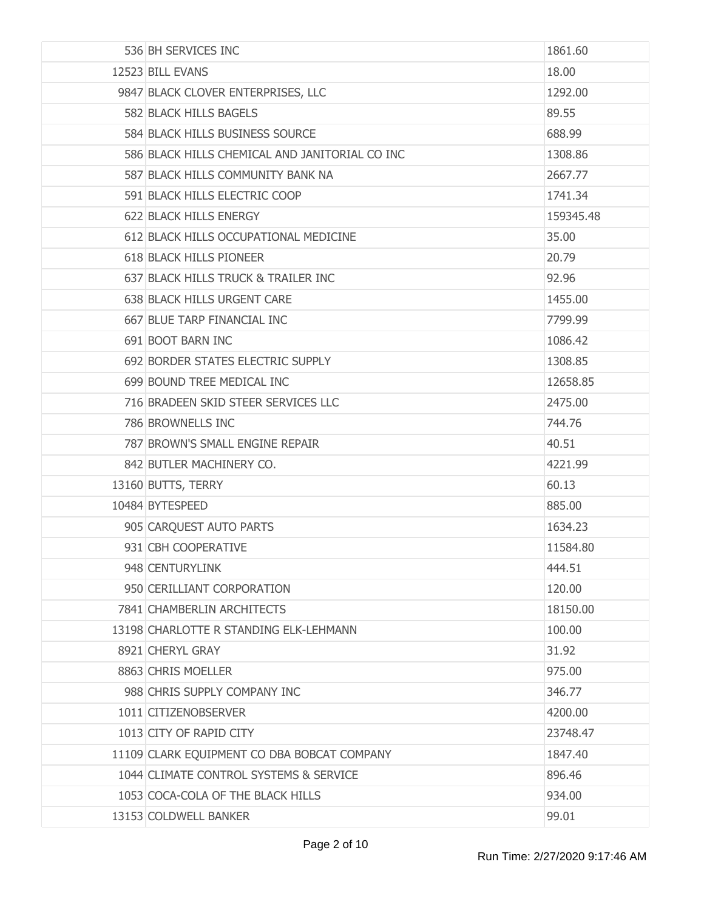| | | |
|---|---|---|
| 536 | BH SERVICES INC | 1861.60 |
| 12523 | BILL EVANS | 18.00 |
| 9847 | BLACK CLOVER ENTERPRISES, LLC | 1292.00 |
| 582 | BLACK HILLS BAGELS | 89.55 |
| 584 | BLACK HILLS BUSINESS SOURCE | 688.99 |
| 586 | BLACK HILLS CHEMICAL AND JANITORIAL CO INC | 1308.86 |
| 587 | BLACK HILLS COMMUNITY BANK NA | 2667.77 |
| 591 | BLACK HILLS ELECTRIC COOP | 1741.34 |
| 622 | BLACK HILLS ENERGY | 159345.48 |
| 612 | BLACK HILLS OCCUPATIONAL MEDICINE | 35.00 |
| 618 | BLACK HILLS PIONEER | 20.79 |
| 637 | BLACK HILLS TRUCK & TRAILER INC | 92.96 |
| 638 | BLACK HILLS URGENT CARE | 1455.00 |
| 667 | BLUE TARP FINANCIAL INC | 7799.99 |
| 691 | BOOT BARN INC | 1086.42 |
| 692 | BORDER STATES ELECTRIC SUPPLY | 1308.85 |
| 699 | BOUND TREE MEDICAL INC | 12658.85 |
| 716 | BRADEEN SKID STEER SERVICES LLC | 2475.00 |
| 786 | BROWNELLS INC | 744.76 |
| 787 | BROWN'S SMALL ENGINE REPAIR | 40.51 |
| 842 | BUTLER MACHINERY CO. | 4221.99 |
| 13160 | BUTTS, TERRY | 60.13 |
| 10484 | BYTESPEED | 885.00 |
| 905 | CARQUEST AUTO PARTS | 1634.23 |
| 931 | CBH COOPERATIVE | 11584.80 |
| 948 | CENTURYLINK | 444.51 |
| 950 | CERILLIANT CORPORATION | 120.00 |
| 7841 | CHAMBERLIN ARCHITECTS | 18150.00 |
| 13198 | CHARLOTTE R STANDING ELK-LEHMANN | 100.00 |
| 8921 | CHERYL GRAY | 31.92 |
| 8863 | CHRIS MOELLER | 975.00 |
| 988 | CHRIS SUPPLY COMPANY INC | 346.77 |
| 1011 | CITIZENOBSERVER | 4200.00 |
| 1013 | CITY OF RAPID CITY | 23748.47 |
| 11109 | CLARK EQUIPMENT CO DBA BOBCAT COMPANY | 1847.40 |
| 1044 | CLIMATE CONTROL SYSTEMS & SERVICE | 896.46 |
| 1053 | COCA-COLA OF THE BLACK HILLS | 934.00 |
| 13153 | COLDWELL BANKER | 99.01 |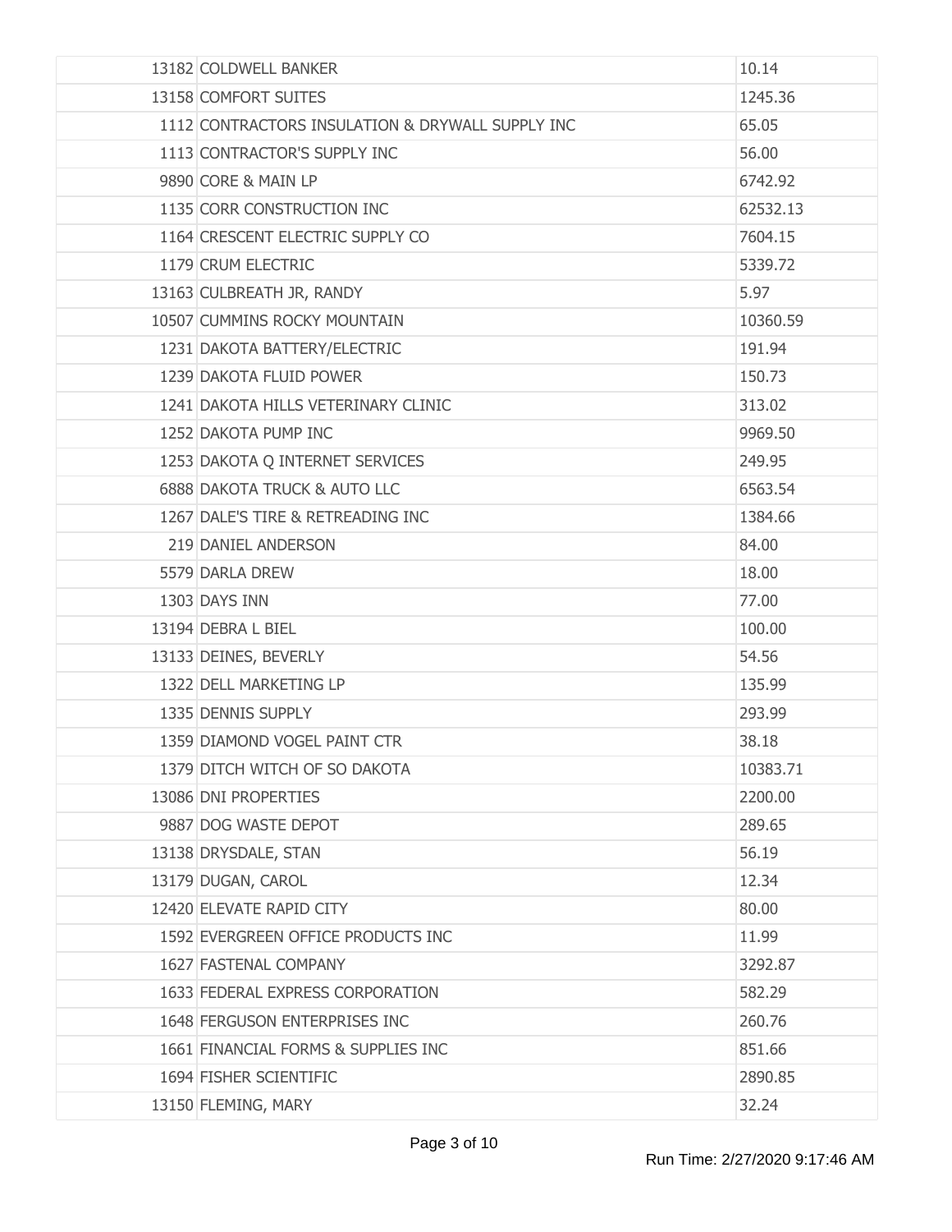| | | |
|---|---|---|
| 13182 | COLDWELL BANKER | 10.14 |
| 13158 | COMFORT SUITES | 1245.36 |
| 1112 | CONTRACTORS INSULATION & DRYWALL SUPPLY INC | 65.05 |
| 1113 | CONTRACTOR'S SUPPLY INC | 56.00 |
| 9890 | CORE & MAIN LP | 6742.92 |
| 1135 | CORR CONSTRUCTION INC | 62532.13 |
| 1164 | CRESCENT ELECTRIC SUPPLY CO | 7604.15 |
| 1179 | CRUM ELECTRIC | 5339.72 |
| 13163 | CULBREATH JR, RANDY | 5.97 |
| 10507 | CUMMINS ROCKY MOUNTAIN | 10360.59 |
| 1231 | DAKOTA BATTERY/ELECTRIC | 191.94 |
| 1239 | DAKOTA FLUID POWER | 150.73 |
| 1241 | DAKOTA HILLS VETERINARY CLINIC | 313.02 |
| 1252 | DAKOTA PUMP INC | 9969.50 |
| 1253 | DAKOTA Q INTERNET SERVICES | 249.95 |
| 6888 | DAKOTA TRUCK & AUTO LLC | 6563.54 |
| 1267 | DALE'S TIRE & RETREADING INC | 1384.66 |
| 219 | DANIEL ANDERSON | 84.00 |
| 5579 | DARLA DREW | 18.00 |
| 1303 | DAYS INN | 77.00 |
| 13194 | DEBRA L BIEL | 100.00 |
| 13133 | DEINES, BEVERLY | 54.56 |
| 1322 | DELL MARKETING LP | 135.99 |
| 1335 | DENNIS SUPPLY | 293.99 |
| 1359 | DIAMOND VOGEL PAINT CTR | 38.18 |
| 1379 | DITCH WITCH OF SO DAKOTA | 10383.71 |
| 13086 | DNI PROPERTIES | 2200.00 |
| 9887 | DOG WASTE DEPOT | 289.65 |
| 13138 | DRYSDALE, STAN | 56.19 |
| 13179 | DUGAN, CAROL | 12.34 |
| 12420 | ELEVATE RAPID CITY | 80.00 |
| 1592 | EVERGREEN OFFICE PRODUCTS INC | 11.99 |
| 1627 | FASTENAL COMPANY | 3292.87 |
| 1633 | FEDERAL EXPRESS CORPORATION | 582.29 |
| 1648 | FERGUSON ENTERPRISES INC | 260.76 |
| 1661 | FINANCIAL FORMS & SUPPLIES INC | 851.66 |
| 1694 | FISHER SCIENTIFIC | 2890.85 |
| 13150 | FLEMING, MARY | 32.24 |

Run Time: 2/27/2020 9:17:46 AM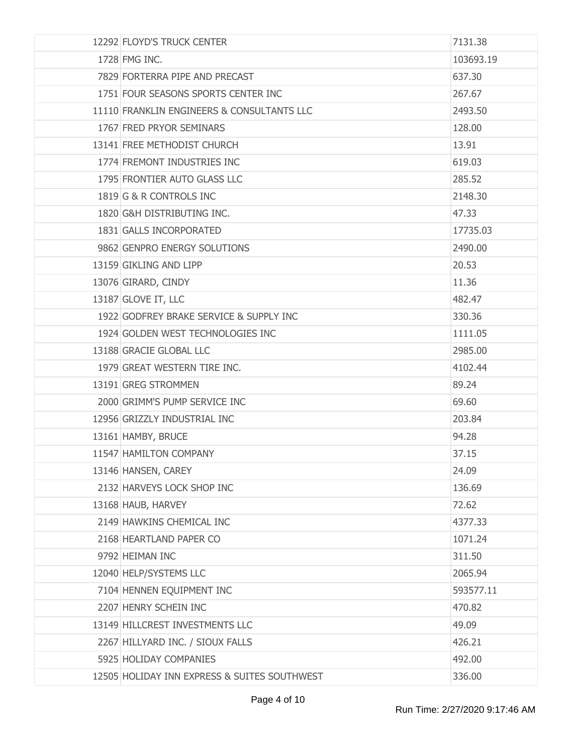| | | |
|---|---|---|
| | 12292 FLOYD'S TRUCK CENTER | 7131.38 |
| | 1728 FMG INC. | 103693.19 |
| | 7829 FORTERRA PIPE AND PRECAST | 637.30 |
| | 1751 FOUR SEASONS SPORTS CENTER INC | 267.67 |
| | 11110 FRANKLIN ENGINEERS & CONSULTANTS LLC | 2493.50 |
| | 1767 FRED PRYOR SEMINARS | 128.00 |
| | 13141 FREE METHODIST CHURCH | 13.91 |
| | 1774 FREMONT INDUSTRIES INC | 619.03 |
| | 1795 FRONTIER AUTO GLASS LLC | 285.52 |
| | 1819 G & R CONTROLS INC | 2148.30 |
| | 1820 G&H DISTRIBUTING INC. | 47.33 |
| | 1831 GALLS INCORPORATED | 17735.03 |
| | 9862 GENPRO ENERGY SOLUTIONS | 2490.00 |
| | 13159 GIKLING AND LIPP | 20.53 |
| | 13076 GIRARD, CINDY | 11.36 |
| | 13187 GLOVE IT, LLC | 482.47 |
| | 1922 GODFREY BRAKE SERVICE & SUPPLY INC | 330.36 |
| | 1924 GOLDEN WEST TECHNOLOGIES INC | 1111.05 |
| | 13188 GRACIE GLOBAL LLC | 2985.00 |
| | 1979 GREAT WESTERN TIRE INC. | 4102.44 |
| | 13191 GREG STROMMEN | 89.24 |
| | 2000 GRIMM'S PUMP SERVICE INC | 69.60 |
| | 12956 GRIZZLY INDUSTRIAL INC | 203.84 |
| | 13161 HAMBY, BRUCE | 94.28 |
| | 11547 HAMILTON COMPANY | 37.15 |
| | 13146 HANSEN, CAREY | 24.09 |
| | 2132 HARVEYS LOCK SHOP INC | 136.69 |
| | 13168 HAUB, HARVEY | 72.62 |
| | 2149 HAWKINS CHEMICAL INC | 4377.33 |
| | 2168 HEARTLAND PAPER CO | 1071.24 |
| | 9792 HEIMAN INC | 311.50 |
| | 12040 HELP/SYSTEMS LLC | 2065.94 |
| | 7104 HENNEN EQUIPMENT INC | 593577.11 |
| | 2207 HENRY SCHEIN INC | 470.82 |
| | 13149 HILLCREST INVESTMENTS LLC | 49.09 |
| | 2267 HILLYARD INC. / SIOUX FALLS | 426.21 |
| | 5925 HOLIDAY COMPANIES | 492.00 |
| | 12505 HOLIDAY INN EXPRESS & SUITES SOUTHWEST | 336.00 |

Run Time: 2/27/2020 9:17:46 AM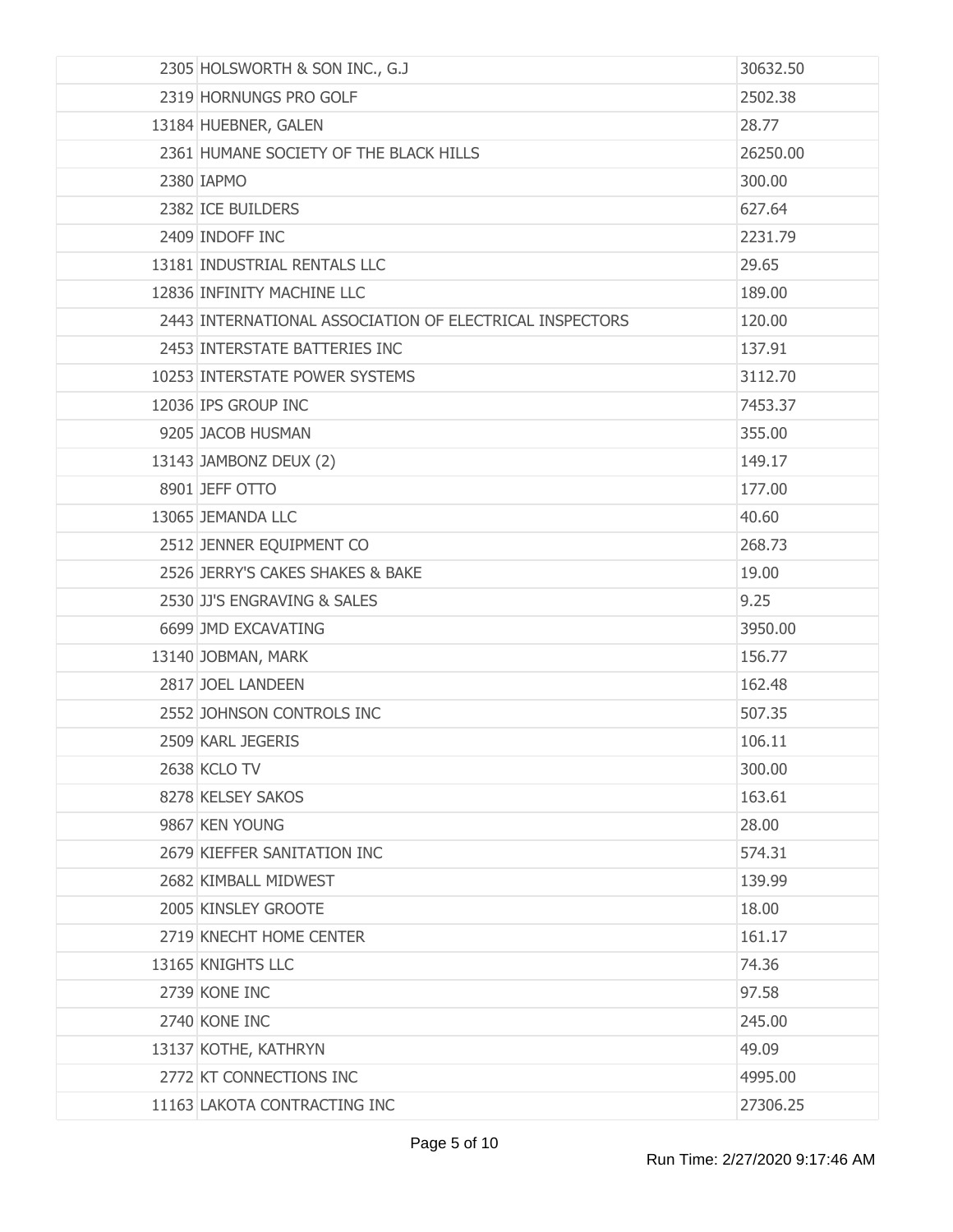| | | |
|---|---|---|
| 2305 | HOLSWORTH & SON INC., G.J | 30632.50 |
| 2319 | HORNUNGS PRO GOLF | 2502.38 |
| 13184 | HUEBNER, GALEN | 28.77 |
| 2361 | HUMANE SOCIETY OF THE BLACK HILLS | 26250.00 |
| 2380 | IAPMO | 300.00 |
| 2382 | ICE BUILDERS | 627.64 |
| 2409 | INDOFF INC | 2231.79 |
| 13181 | INDUSTRIAL RENTALS LLC | 29.65 |
| 12836 | INFINITY MACHINE LLC | 189.00 |
| 2443 | INTERNATIONAL ASSOCIATION OF ELECTRICAL INSPECTORS | 120.00 |
| 2453 | INTERSTATE BATTERIES INC | 137.91 |
| 10253 | INTERSTATE POWER SYSTEMS | 3112.70 |
| 12036 | IPS GROUP INC | 7453.37 |
| 9205 | JACOB HUSMAN | 355.00 |
| 13143 | JAMBONZ DEUX (2) | 149.17 |
| 8901 | JEFF OTTO | 177.00 |
| 13065 | JEMANDA LLC | 40.60 |
| 2512 | JENNER EQUIPMENT CO | 268.73 |
| 2526 | JERRY'S CAKES SHAKES & BAKE | 19.00 |
| 2530 | JJ'S ENGRAVING & SALES | 9.25 |
| 6699 | JMD EXCAVATING | 3950.00 |
| 13140 | JOBMAN, MARK | 156.77 |
| 2817 | JOEL LANDEEN | 162.48 |
| 2552 | JOHNSON CONTROLS INC | 507.35 |
| 2509 | KARL JEGERIS | 106.11 |
| 2638 | KCLO TV | 300.00 |
| 8278 | KELSEY SAKOS | 163.61 |
| 9867 | KEN YOUNG | 28.00 |
| 2679 | KIEFFER SANITATION INC | 574.31 |
| 2682 | KIMBALL MIDWEST | 139.99 |
| 2005 | KINSLEY GROOTE | 18.00 |
| 2719 | KNECHT HOME CENTER | 161.17 |
| 13165 | KNIGHTS LLC | 74.36 |
| 2739 | KONE INC | 97.58 |
| 2740 | KONE INC | 245.00 |
| 13137 | KOTHE, KATHRYN | 49.09 |
| 2772 | KT CONNECTIONS INC | 4995.00 |
| 11163 | LAKOTA CONTRACTING INC | 27306.25 |

Run Time: 2/27/2020 9:17:46 AM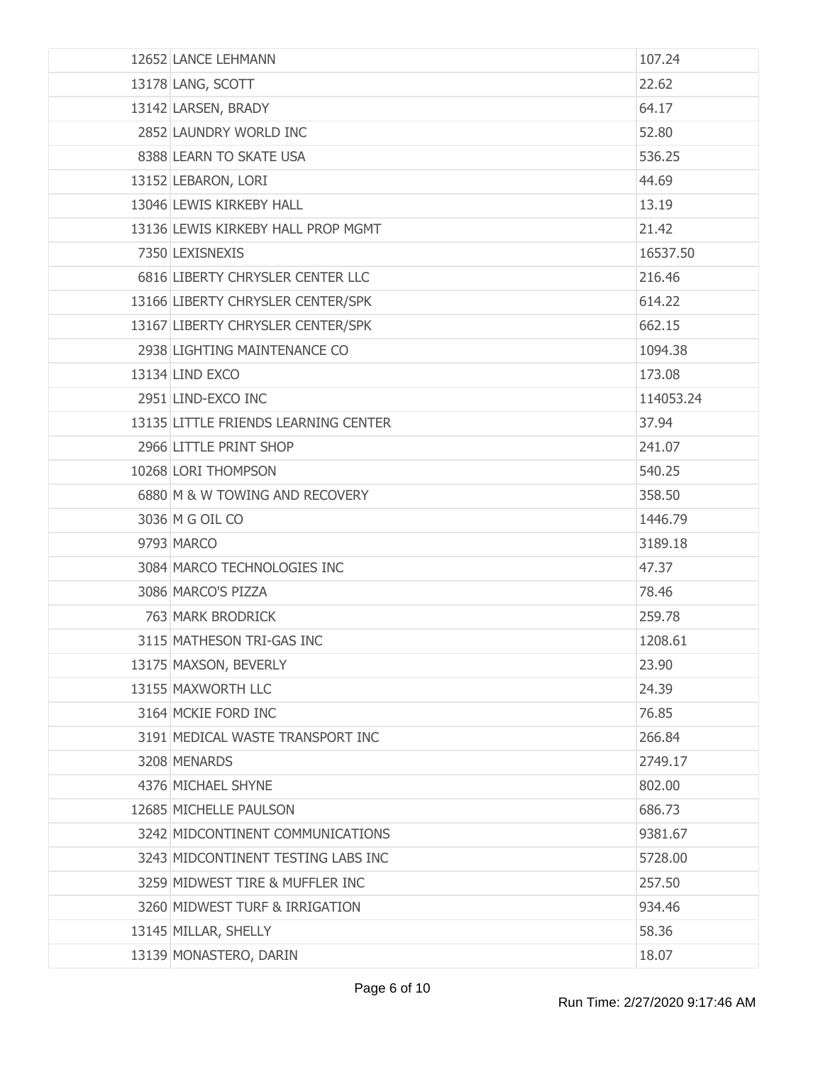| | | |
|---|---|---|
| 12652 | LANCE LEHMANN | 107.24 |
| 13178 | LANG, SCOTT | 22.62 |
| 13142 | LARSEN, BRADY | 64.17 |
| 2852 | LAUNDRY WORLD INC | 52.80 |
| 8388 | LEARN TO SKATE USA | 536.25 |
| 13152 | LEBARON, LORI | 44.69 |
| 13046 | LEWIS KIRKEBY HALL | 13.19 |
| 13136 | LEWIS KIRKEBY HALL PROP MGMT | 21.42 |
| 7350 | LEXISNEXIS | 16537.50 |
| 6816 | LIBERTY CHRYSLER CENTER LLC | 216.46 |
| 13166 | LIBERTY CHRYSLER CENTER/SPK | 614.22 |
| 13167 | LIBERTY CHRYSLER CENTER/SPK | 662.15 |
| 2938 | LIGHTING MAINTENANCE CO | 1094.38 |
| 13134 | LIND EXCO | 173.08 |
| 2951 | LIND-EXCO INC | 114053.24 |
| 13135 | LITTLE FRIENDS LEARNING CENTER | 37.94 |
| 2966 | LITTLE PRINT SHOP | 241.07 |
| 10268 | LORI THOMPSON | 540.25 |
| 6880 | M & W TOWING AND RECOVERY | 358.50 |
| 3036 | M G OIL CO | 1446.79 |
| 9793 | MARCO | 3189.18 |
| 3084 | MARCO TECHNOLOGIES INC | 47.37 |
| 3086 | MARCO'S PIZZA | 78.46 |
| 763 | MARK BRODRICK | 259.78 |
| 3115 | MATHESON TRI-GAS INC | 1208.61 |
| 13175 | MAXSON, BEVERLY | 23.90 |
| 13155 | MAXWORTH LLC | 24.39 |
| 3164 | MCKIE FORD INC | 76.85 |
| 3191 | MEDICAL WASTE TRANSPORT INC | 266.84 |
| 3208 | MENARDS | 2749.17 |
| 4376 | MICHAEL SHYNE | 802.00 |
| 12685 | MICHELLE PAULSON | 686.73 |
| 3242 | MIDCONTINENT COMMUNICATIONS | 9381.67 |
| 3243 | MIDCONTINENT TESTING LABS INC | 5728.00 |
| 3259 | MIDWEST TIRE & MUFFLER INC | 257.50 |
| 3260 | MIDWEST TURF & IRRIGATION | 934.46 |
| 13145 | MILLAR, SHELLY | 58.36 |
| 13139 | MONASTERO, DARIN | 18.07 |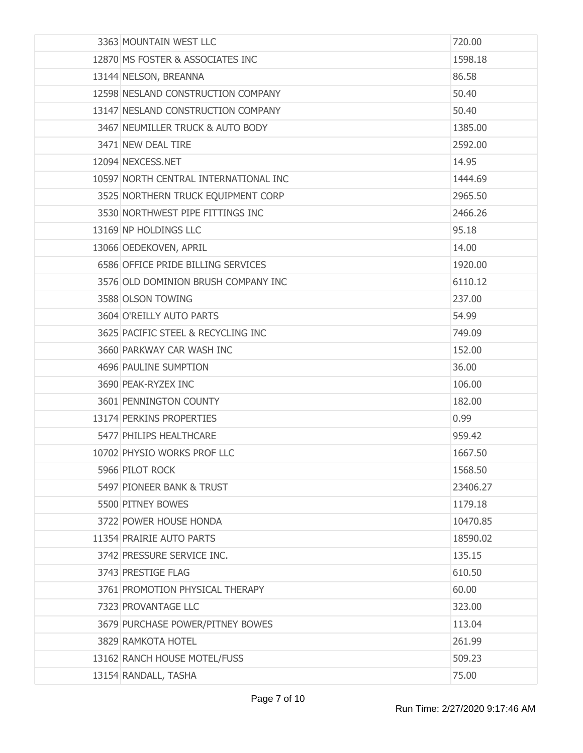| | | |
|---|---|---|
| 3363 | MOUNTAIN WEST LLC | 720.00 |
| 12870 | MS FOSTER & ASSOCIATES INC | 1598.18 |
| 13144 | NELSON, BREANNA | 86.58 |
| 12598 | NESLAND CONSTRUCTION COMPANY | 50.40 |
| 13147 | NESLAND CONSTRUCTION COMPANY | 50.40 |
| 3467 | NEUMILLER TRUCK & AUTO BODY | 1385.00 |
| 3471 | NEW DEAL TIRE | 2592.00 |
| 12094 | NEXCESS.NET | 14.95 |
| 10597 | NORTH CENTRAL INTERNATIONAL INC | 1444.69 |
| 3525 | NORTHERN TRUCK EQUIPMENT CORP | 2965.50 |
| 3530 | NORTHWEST PIPE FITTINGS INC | 2466.26 |
| 13169 | NP HOLDINGS LLC | 95.18 |
| 13066 | OEDEKOVEN, APRIL | 14.00 |
| 6586 | OFFICE PRIDE BILLING SERVICES | 1920.00 |
| 3576 | OLD DOMINION BRUSH COMPANY INC | 6110.12 |
| 3588 | OLSON TOWING | 237.00 |
| 3604 | O'REILLY AUTO PARTS | 54.99 |
| 3625 | PACIFIC STEEL & RECYCLING INC | 749.09 |
| 3660 | PARKWAY CAR WASH INC | 152.00 |
| 4696 | PAULINE SUMPTION | 36.00 |
| 3690 | PEAK-RYZEX INC | 106.00 |
| 3601 | PENNINGTON COUNTY | 182.00 |
| 13174 | PERKINS PROPERTIES | 0.99 |
| 5477 | PHILIPS HEALTHCARE | 959.42 |
| 10702 | PHYSIO WORKS PROF LLC | 1667.50 |
| 5966 | PILOT ROCK | 1568.50 |
| 5497 | PIONEER BANK & TRUST | 23406.27 |
| 5500 | PITNEY BOWES | 1179.18 |
| 3722 | POWER HOUSE HONDA | 10470.85 |
| 11354 | PRAIRIE AUTO PARTS | 18590.02 |
| 3742 | PRESSURE SERVICE INC. | 135.15 |
| 3743 | PRESTIGE FLAG | 610.50 |
| 3761 | PROMOTION PHYSICAL THERAPY | 60.00 |
| 7323 | PROVANTAGE LLC | 323.00 |
| 3679 | PURCHASE POWER/PITNEY BOWES | 113.04 |
| 3829 | RAMKOTA HOTEL | 261.99 |
| 13162 | RANCH HOUSE MOTEL/FUSS | 509.23 |
| 13154 | RANDALL, TASHA | 75.00 |

Run Time: 2/27/2020 9:17:46 AM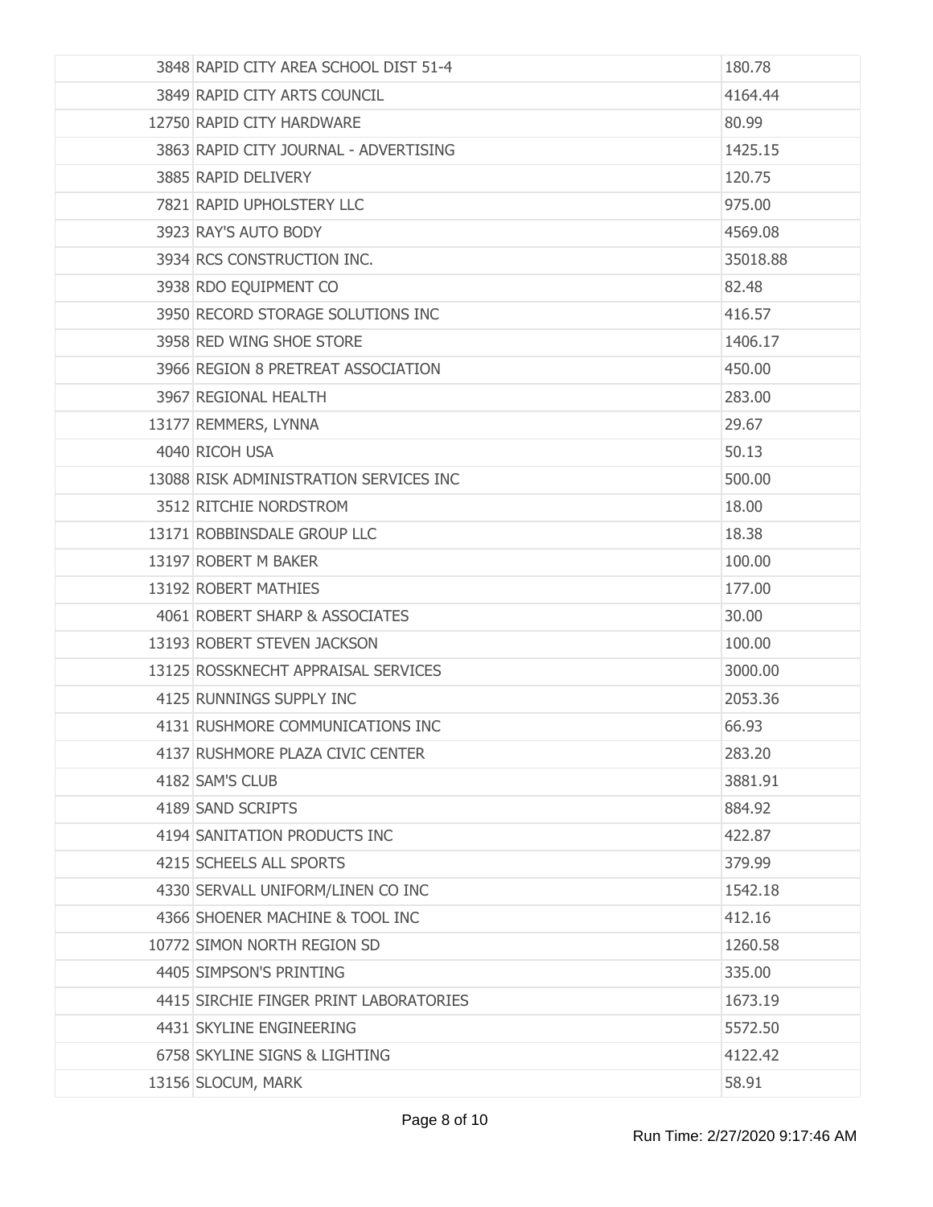| | | |
|---|---|---|
| 3848 | RAPID CITY AREA SCHOOL DIST 51-4 | 180.78 |
| 3849 | RAPID CITY ARTS COUNCIL | 4164.44 |
| 12750 | RAPID CITY HARDWARE | 80.99 |
| 3863 | RAPID CITY JOURNAL - ADVERTISING | 1425.15 |
| 3885 | RAPID DELIVERY | 120.75 |
| 7821 | RAPID UPHOLSTERY LLC | 975.00 |
| 3923 | RAY'S AUTO BODY | 4569.08 |
| 3934 | RCS CONSTRUCTION INC. | 35018.88 |
| 3938 | RDO EQUIPMENT CO | 82.48 |
| 3950 | RECORD STORAGE SOLUTIONS INC | 416.57 |
| 3958 | RED WING SHOE STORE | 1406.17 |
| 3966 | REGION 8 PRETREAT ASSOCIATION | 450.00 |
| 3967 | REGIONAL HEALTH | 283.00 |
| 13177 | REMMERS, LYNNA | 29.67 |
| 4040 | RICOH USA | 50.13 |
| 13088 | RISK ADMINISTRATION SERVICES INC | 500.00 |
| 3512 | RITCHIE NORDSTROM | 18.00 |
| 13171 | ROBBINSDALE GROUP LLC | 18.38 |
| 13197 | ROBERT M BAKER | 100.00 |
| 13192 | ROBERT MATHIES | 177.00 |
| 4061 | ROBERT SHARP & ASSOCIATES | 30.00 |
| 13193 | ROBERT STEVEN JACKSON | 100.00 |
| 13125 | ROSSKNECHT APPRAISAL SERVICES | 3000.00 |
| 4125 | RUNNINGS SUPPLY INC | 2053.36 |
| 4131 | RUSHMORE COMMUNICATIONS INC | 66.93 |
| 4137 | RUSHMORE PLAZA CIVIC CENTER | 283.20 |
| 4182 | SAM'S CLUB | 3881.91 |
| 4189 | SAND SCRIPTS | 884.92 |
| 4194 | SANITATION PRODUCTS INC | 422.87 |
| 4215 | SCHEELS ALL SPORTS | 379.99 |
| 4330 | SERVALL UNIFORM/LINEN CO INC | 1542.18 |
| 4366 | SHOENER MACHINE & TOOL INC | 412.16 |
| 10772 | SIMON NORTH REGION SD | 1260.58 |
| 4405 | SIMPSON'S PRINTING | 335.00 |
| 4415 | SIRCHIE FINGER PRINT LABORATORIES | 1673.19 |
| 4431 | SKYLINE ENGINEERING | 5572.50 |
| 6758 | SKYLINE SIGNS & LIGHTING | 4122.42 |
| 13156 | SLOCUM, MARK | 58.91 |

Run Time: 2/27/2020 9:17:46 AM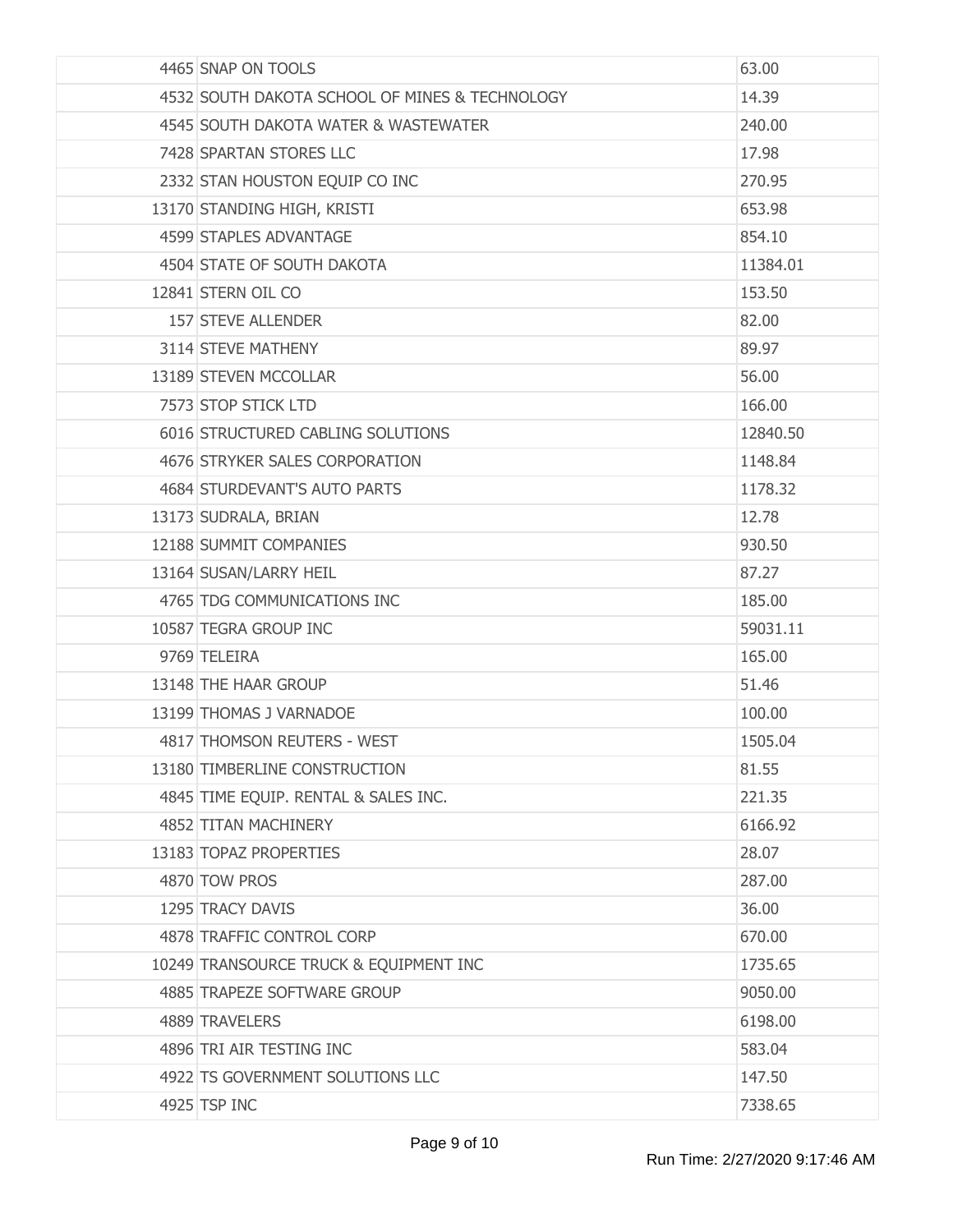| | | |
|---|---|---|
| 4465 | SNAP ON TOOLS | 63.00 |
| 4532 | SOUTH DAKOTA SCHOOL OF MINES & TECHNOLOGY | 14.39 |
| 4545 | SOUTH DAKOTA WATER & WASTEWATER | 240.00 |
| 7428 | SPARTAN STORES LLC | 17.98 |
| 2332 | STAN HOUSTON EQUIP CO INC | 270.95 |
| 13170 | STANDING HIGH, KRISTI | 653.98 |
| 4599 | STAPLES ADVANTAGE | 854.10 |
| 4504 | STATE OF SOUTH DAKOTA | 11384.01 |
| 12841 | STERN OIL CO | 153.50 |
| 157 | STEVE ALLENDER | 82.00 |
| 3114 | STEVE MATHENY | 89.97 |
| 13189 | STEVEN MCCOLLAR | 56.00 |
| 7573 | STOP STICK LTD | 166.00 |
| 6016 | STRUCTURED CABLING SOLUTIONS | 12840.50 |
| 4676 | STRYKER SALES CORPORATION | 1148.84 |
| 4684 | STURDEVANT'S AUTO PARTS | 1178.32 |
| 13173 | SUDRALA, BRIAN | 12.78 |
| 12188 | SUMMIT COMPANIES | 930.50 |
| 13164 | SUSAN/LARRY HEIL | 87.27 |
| 4765 | TDG COMMUNICATIONS INC | 185.00 |
| 10587 | TEGRA GROUP INC | 59031.11 |
| 9769 | TELEIRA | 165.00 |
| 13148 | THE HAAR GROUP | 51.46 |
| 13199 | THOMAS J VARNADOE | 100.00 |
| 4817 | THOMSON REUTERS - WEST | 1505.04 |
| 13180 | TIMBERLINE CONSTRUCTION | 81.55 |
| 4845 | TIME EQUIP. RENTAL & SALES INC. | 221.35 |
| 4852 | TITAN MACHINERY | 6166.92 |
| 13183 | TOPAZ PROPERTIES | 28.07 |
| 4870 | TOW PROS | 287.00 |
| 1295 | TRACY DAVIS | 36.00 |
| 4878 | TRAFFIC CONTROL CORP | 670.00 |
| 10249 | TRANSOURCE TRUCK & EQUIPMENT INC | 1735.65 |
| 4885 | TRAPEZE SOFTWARE GROUP | 9050.00 |
| 4889 | TRAVELERS | 6198.00 |
| 4896 | TRI AIR TESTING INC | 583.04 |
| 4922 | TS GOVERNMENT SOLUTIONS LLC | 147.50 |
| 4925 | TSP INC | 7338.65 |

Run Time: 2/27/2020 9:17:46 AM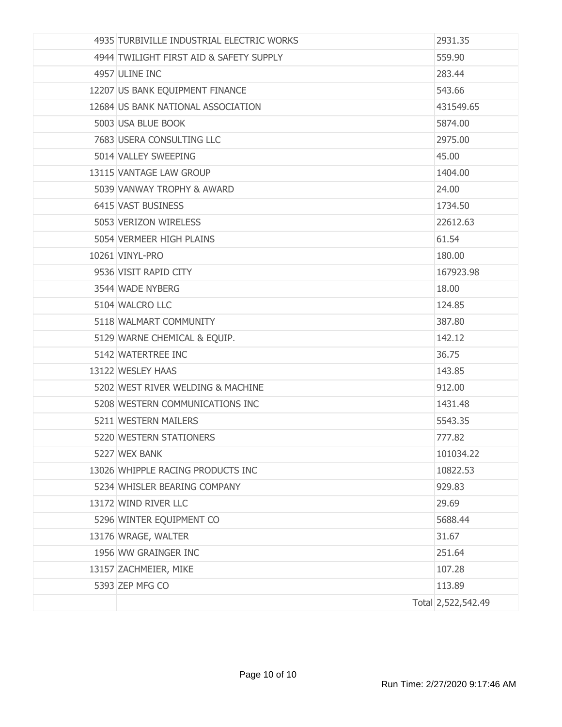| | | |
|---|---|---|
| 4935 | TURBIVILLE INDUSTRIAL ELECTRIC WORKS | 2931.35 |
| 4944 | TWILIGHT FIRST AID & SAFETY SUPPLY | 559.90 |
| 4957 | ULINE INC | 283.44 |
| 12207 | US BANK EQUIPMENT FINANCE | 543.66 |
| 12684 | US BANK NATIONAL ASSOCIATION | 431549.65 |
| 5003 | USA BLUE BOOK | 5874.00 |
| 7683 | USERA CONSULTING LLC | 2975.00 |
| 5014 | VALLEY SWEEPING | 45.00 |
| 13115 | VANTAGE LAW GROUP | 1404.00 |
| 5039 | VANWAY TROPHY & AWARD | 24.00 |
| 6415 | VAST BUSINESS | 1734.50 |
| 5053 | VERIZON WIRELESS | 22612.63 |
| 5054 | VERMEER HIGH PLAINS | 61.54 |
| 10261 | VINYL-PRO | 180.00 |
| 9536 | VISIT RAPID CITY | 167923.98 |
| 3544 | WADE NYBERG | 18.00 |
| 5104 | WALCRO LLC | 124.85 |
| 5118 | WALMART COMMUNITY | 387.80 |
| 5129 | WARNE CHEMICAL & EQUIP. | 142.12 |
| 5142 | WATERTREE INC | 36.75 |
| 13122 | WESLEY HAAS | 143.85 |
| 5202 | WEST RIVER WELDING & MACHINE | 912.00 |
| 5208 | WESTERN COMMUNICATIONS INC | 1431.48 |
| 5211 | WESTERN MAILERS | 5543.35 |
| 5220 | WESTERN STATIONERS | 777.82 |
| 5227 | WEX BANK | 101034.22 |
| 13026 | WHIPPLE RACING PRODUCTS INC | 10822.53 |
| 5234 | WHISLER BEARING COMPANY | 929.83 |
| 13172 | WIND RIVER LLC | 29.69 |
| 5296 | WINTER EQUIPMENT CO | 5688.44 |
| 13176 | WRAGE, WALTER | 31.67 |
| 1956 | WW GRAINGER INC | 251.64 |
| 13157 | ZACHMEIER, MIKE | 107.28 |
| 5393 | ZEP MFG CO | 113.89 |
| | | Total 2,522,542.49 |

Run Time: 2/27/2020 9:17:46 AM